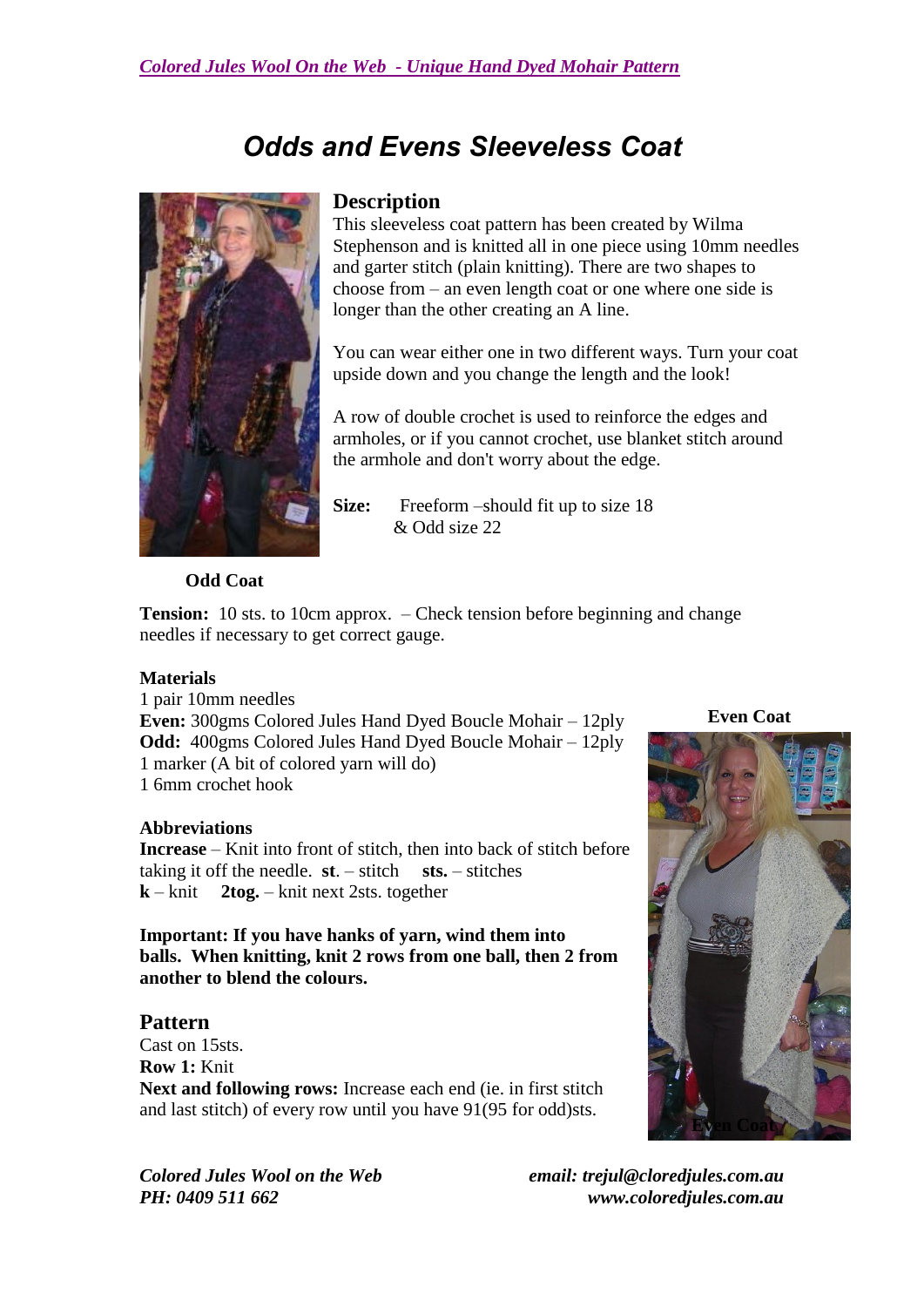# Odds and Evens Sleeveless Coat

Odd Coat

## Description

This sleeveless coat pattern has been created by Wilma Stephenson and is knitted all in one piece using 10mm needles and garter stitch (plain knitting). There are two shapes to choose from – an even length coat or one where one side is longer than the other creating an A line.

You can wear either one in two different ways. Turn your coat upside down and you change the length and the look!

A row of double crochet is used to reinforce the edges and armholes, or if you cannot crochet, use blanket stitch around the armhole and don't worry about the edge.

**Size:** Freeform –should fit up to size 18 & Odd size 22

**Tension:** 10 sts. to 10cm approx. – Check tension before beginning and change needles if necessary to get correct gauge.

**Materials**

1 pair 10mm needles
**Even:** 300gms Colored Jules Hand Dyed Boucle Mohair – 12ply
**Odd:** 400gms Colored Jules Hand Dyed Boucle Mohair – 12ply
1 marker (A bit of colored yarn will do)
1 6mm crochet hook

**Abbreviations**

**Increase** – Knit into front of stitch, then into back of stitch before taking it off the needle. **st**. – stitch **sts.** – stitches
**k** – knit **2tog.** – knit next 2sts. together

**Important: If you have hanks of yarn, wind them into balls. When knitting, knit 2 rows from one ball, then 2 from another to blend the colours.**

Even Coat

## Pattern

Cast on 15sts.
**Row 1:** Knit
**Next and following rows:** Increase each end (ie. in first stitch and last stitch) of every row until you have 91(95 for odd)sts.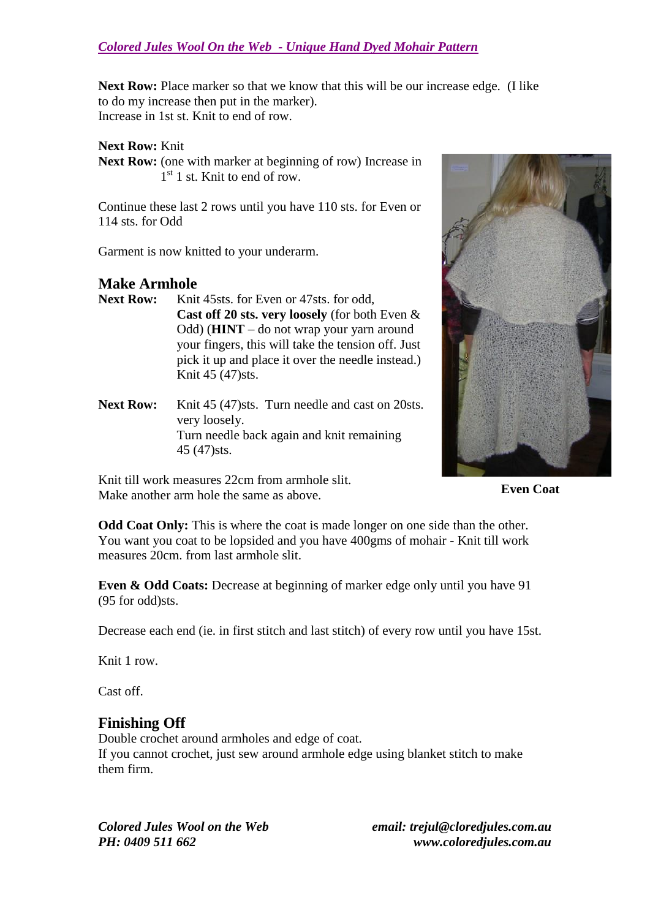**Next Row:** Place marker so that we know that this will be our increase edge. (I like to do my increase then put in the marker).
Increase in 1st st. Knit to end of row.

**Next Row:** Knit
**Next Row:** (one with marker at beginning of row) Increase in 1st 1 st. Knit to end of row.

Continue these last 2 rows until you have 110 sts. for Even or 114 sts. for Odd

Garment is now knitted to your underarm.

## Make Armhole

**Next Row:** Knit 45sts. for Even or 47sts. for odd, **Cast off 20 sts. very loosely** (for both Even & Odd) (**HINT** – do not wrap your yarn around your fingers, this will take the tension off. Just pick it up and place it over the needle instead.) Knit 45 (47)sts.

**Next Row:** Knit 45 (47)sts. Turn needle and cast on 20sts. very loosely.
Turn needle back again and knit remaining 45 (47)sts.

Knit till work measures 22cm from armhole slit.
Make another arm hole the same as above.

**Even Coat**

**Odd Coat Only:** This is where the coat is made longer on one side than the other. You want you coat to be lopsided and you have 400gms of mohair - Knit till work measures 20cm. from last armhole slit.

**Even & Odd Coats:** Decrease at beginning of marker edge only until you have 91 (95 for odd)sts.

Decrease each end (ie. in first stitch and last stitch) of every row until you have 15st.

Knit 1 row.

Cast off.

## Finishing Off

Double crochet around armholes and edge of coat.
If you cannot crochet, just sew around armhole edge using blanket stitch to make them firm.